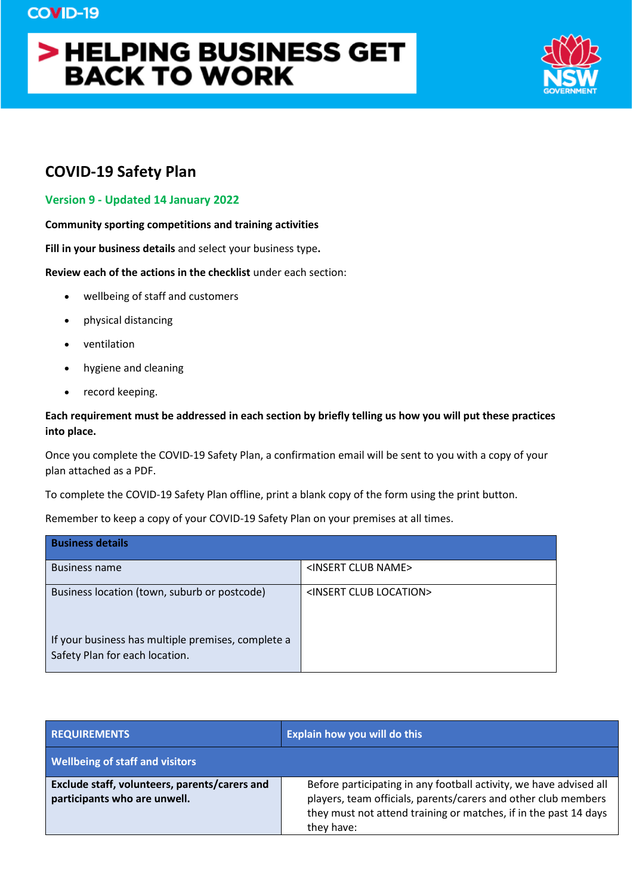COVID-19

# HELPING BUSINESS GET BACK TO WORK

## COVID-19 Safety Plan

**Version 9 - Updated 14 January 2022**

**Community sporting competitions and training activities**

**Fill in your business details** and select your business type**.**

**Review each of the actions in the checklist** under each section:

- wellbeing of staff and customers
- physical distancing
- ventilation
- hygiene and cleaning
- record keeping.

**Each requirement must be addressed in each section by briefly telling us how you will put these practices into place.**

Once you complete the COVID-19 Safety Plan, a confirmation email will be sent to you with a copy of your plan attached as a PDF.

To complete the COVID-19 Safety Plan offline, print a blank copy of the form using the print button.

Remember to keep a copy of your COVID-19 Safety Plan on your premises at all times.

| **Business details** | |
|---|---|
| Business name | <INSERT CLUB NAME> |
| Business location (town, suburb or postcode)<br><br>If your business has multiple premises, complete a Safety Plan for each location. | <INSERT CLUB LOCATION> |

| **REQUIREMENTS** | **Explain how you will do this** |
|---|---|
| **Wellbeing of staff and visitors** | |
| **Exclude staff, volunteers, parents/carers and participants who are unwell.** | Before participating in any football activity, we have advised all players, team officials, parents/carers and other club members they must not attend training or matches, if in the past 14 days they have: |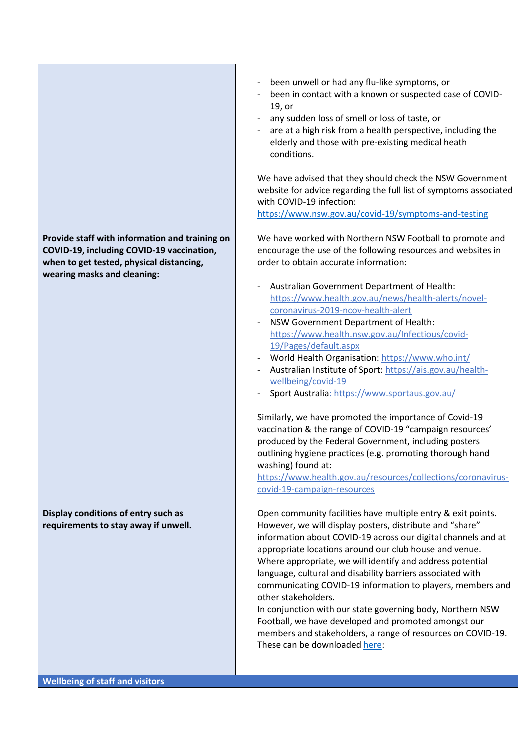| | |
|---|---|
| | - been unwell or had any flu-like symptoms, or<br>- been in contact with a known or suspected case of COVID-19, or<br>- any sudden loss of smell or loss of taste, or<br>- are at a high risk from a health perspective, including the elderly and those with pre-existing medical heath conditions.<br><br>We have advised that they should check the NSW Government website for advice regarding the full list of symptoms associated with COVID-19 infection: https://www.nsw.gov.au/covid-19/symptoms-and-testing |
| **Provide staff with information and training on COVID-19, including COVID-19 vaccination, when to get tested, physical distancing, wearing masks and cleaning:** | We have worked with Northern NSW Football to promote and encourage the use of the following resources and websites in order to obtain accurate information:<br><br>- Australian Government Department of Health: https://www.health.gov.au/news/health-alerts/novel-coronavirus-2019-ncov-health-alert<br>- NSW Government Department of Health: https://www.health.nsw.gov.au/Infectious/covid-19/Pages/default.aspx<br>- World Health Organisation: https://www.who.int/<br>- Australian Institute of Sport: https://ais.gov.au/health-wellbeing/covid-19<br>- Sport Australia: https://www.sportaus.gov.au/<br><br>Similarly, we have promoted the importance of Covid-19 vaccination & the range of COVID-19 "campaign resources' produced by the Federal Government, including posters outlining hygiene practices (e.g. promoting thorough hand washing) found at: https://www.health.gov.au/resources/collections/coronavirus-covid-19-campaign-resources |
| **Display conditions of entry such as requirements to stay away if unwell.** | Open community facilities have multiple entry & exit points. However, we will display posters, distribute and "share" information about COVID-19 across our digital channels and at appropriate locations around our club house and venue. Where appropriate, we will identify and address potential language, cultural and disability barriers associated with communicating COVID-19 information to players, members and other stakeholders.<br>In conjunction with our state governing body, Northern NSW Football, we have developed and promoted amongst our members and stakeholders, a range of resources on COVID-19. These can be downloaded here: |
| **Wellbeing of staff and visitors** | |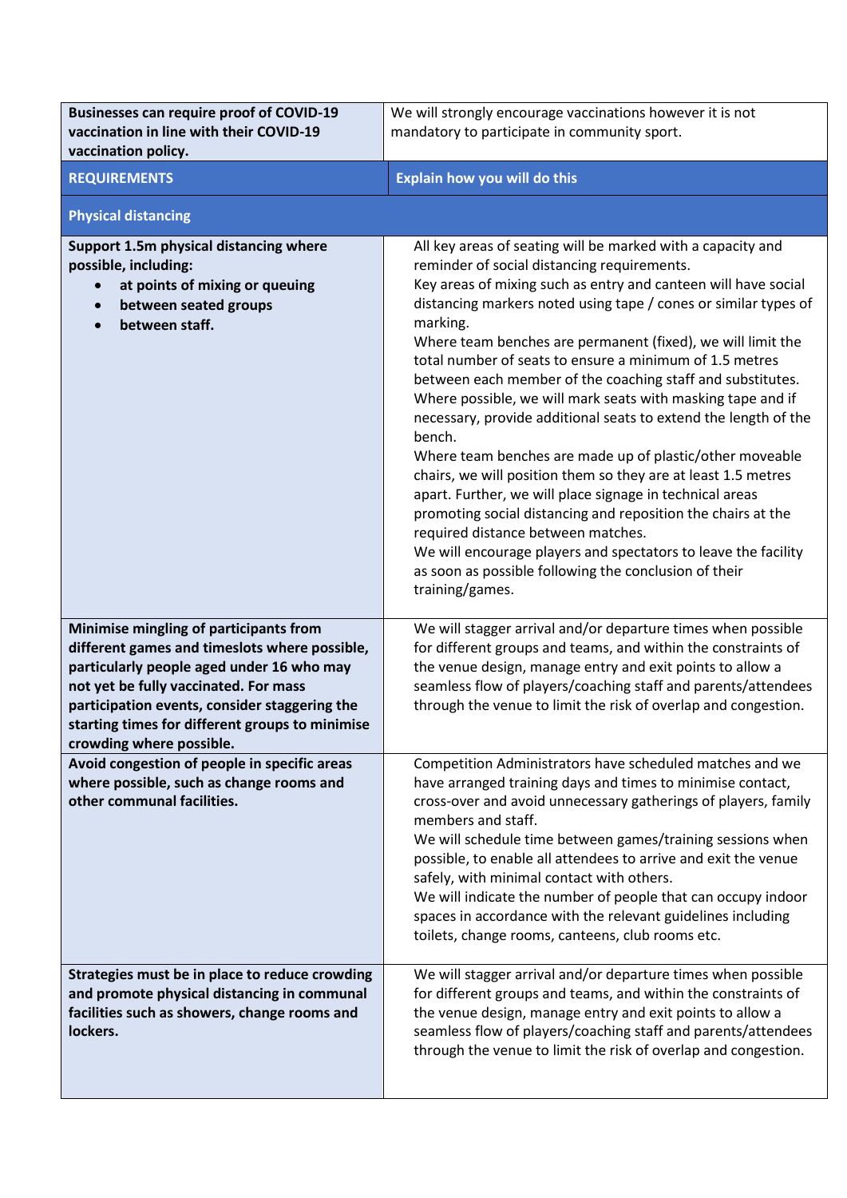| **Businesses can require proof of COVID-19 vaccination in line with their COVID-19 vaccination policy.** | We will strongly encourage vaccinations however it is not mandatory to participate in community sport. |
|---|---|
| **REQUIREMENTS** | **Explain how you will do this** |
| **Physical distancing** | |
| **Support 1.5m physical distancing where possible, including:**<br>• **at points of mixing or queuing**<br>• **between seated groups**<br>• **between staff.** | All key areas of seating will be marked with a capacity and reminder of social distancing requirements.<br>Key areas of mixing such as entry and canteen will have social distancing markers noted using tape / cones or similar types of marking.<br>Where team benches are permanent (fixed), we will limit the total number of seats to ensure a minimum of 1.5 metres between each member of the coaching staff and substitutes. Where possible, we will mark seats with masking tape and if necessary, provide additional seats to extend the length of the bench.<br>Where team benches are made up of plastic/other moveable chairs, we will position them so they are at least 1.5 metres apart. Further, we will place signage in technical areas promoting social distancing and reposition the chairs at the required distance between matches.<br>We will encourage players and spectators to leave the facility as soon as possible following the conclusion of their training/games. |
| **Minimise mingling of participants from different games and timeslots where possible, particularly people aged under 16 who may not yet be fully vaccinated. For mass participation events, consider staggering the starting times for different groups to minimise crowding where possible.** | We will stagger arrival and/or departure times when possible for different groups and teams, and within the constraints of the venue design, manage entry and exit points to allow a seamless flow of players/coaching staff and parents/attendees through the venue to limit the risk of overlap and congestion. |
| **Avoid congestion of people in specific areas where possible, such as change rooms and other communal facilities.** | Competition Administrators have scheduled matches and we have arranged training days and times to minimise contact, cross-over and avoid unnecessary gatherings of players, family members and staff.<br>We will schedule time between games/training sessions when possible, to enable all attendees to arrive and exit the venue safely, with minimal contact with others.<br>We will indicate the number of people that can occupy indoor spaces in accordance with the relevant guidelines including toilets, change rooms, canteens, club rooms etc. |
| **Strategies must be in place to reduce crowding and promote physical distancing in communal facilities such as showers, change rooms and lockers.** | We will stagger arrival and/or departure times when possible for different groups and teams, and within the constraints of the venue design, manage entry and exit points to allow a seamless flow of players/coaching staff and parents/attendees through the venue to limit the risk of overlap and congestion. |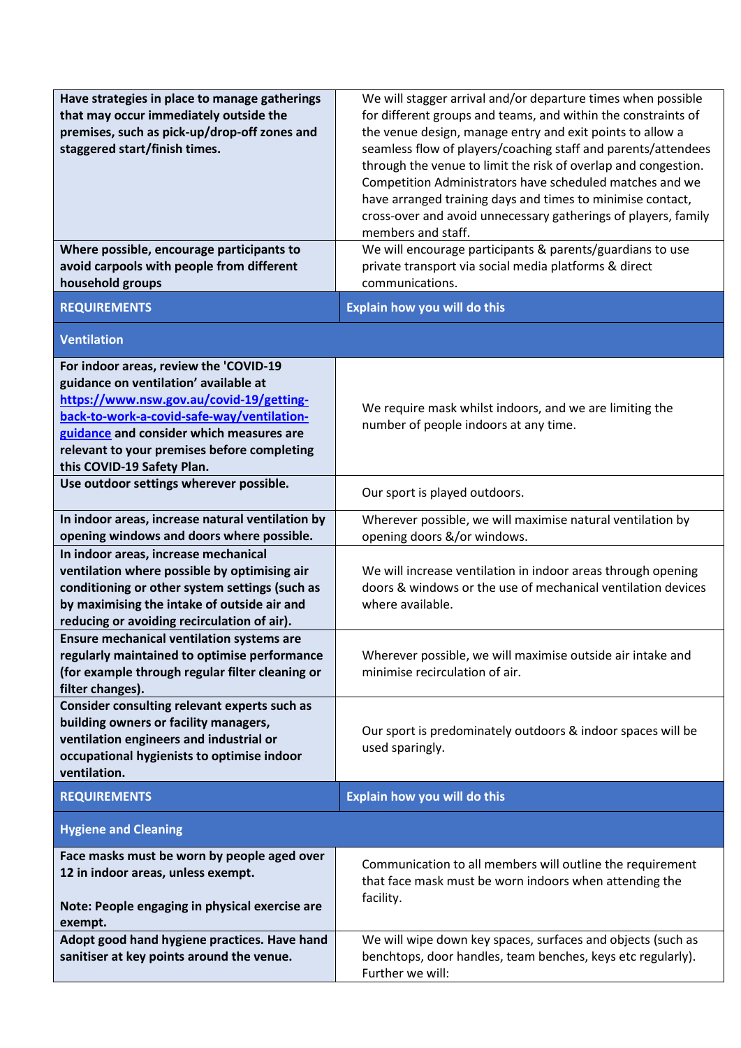| | |
|---|---|
| **Have strategies in place to manage gatherings that may occur immediately outside the premises, such as pick-up/drop-off zones and staggered start/finish times.** | We will stagger arrival and/or departure times when possible for different groups and teams, and within the constraints of the venue design, manage entry and exit points to allow a seamless flow of players/coaching staff and parents/attendees through the venue to limit the risk of overlap and congestion. Competition Administrators have scheduled matches and we have arranged training days and times to minimise contact, cross-over and avoid unnecessary gatherings of players, family members and staff. |
| **Where possible, encourage participants to avoid carpools with people from different household groups** | We will encourage participants & parents/guardians to use private transport via social media platforms & direct communications. |
| **REQUIREMENTS** | **Explain how you will do this** |
| **Ventilation** | |
| **For indoor areas, review the 'COVID-19 guidance on ventilation' available at [https://www.nsw.gov.au/covid-19/getting-back-to-work-a-covid-safe-way/ventilation-guidance](https://www.nsw.gov.au/covid-19/getting-back-to-work-a-covid-safe-way/ventilation-guidance) and consider which measures are relevant to your premises before completing this COVID-19 Safety Plan.** | We require mask whilst indoors, and we are limiting the number of people indoors at any time. |
| **Use outdoor settings wherever possible.** | Our sport is played outdoors. |
| **In indoor areas, increase natural ventilation by opening windows and doors where possible.** | Wherever possible, we will maximise natural ventilation by opening doors &/or windows. |
| **In indoor areas, increase mechanical ventilation where possible by optimising air conditioning or other system settings (such as by maximising the intake of outside air and reducing or avoiding recirculation of air).** | We will increase ventilation in indoor areas through opening doors & windows or the use of mechanical ventilation devices where available. |
| **Ensure mechanical ventilation systems are regularly maintained to optimise performance (for example through regular filter cleaning or filter changes).** | Wherever possible, we will maximise outside air intake and minimise recirculation of air. |
| **Consider consulting relevant experts such as building owners or facility managers, ventilation engineers and industrial or occupational hygienists to optimise indoor ventilation.** | Our sport is predominately outdoors & indoor spaces will be used sparingly. |
| **REQUIREMENTS** | **Explain how you will do this** |
| **Hygiene and Cleaning** | |
| **Face masks must be worn by people aged over 12 in indoor areas, unless exempt.**<br><br>**Note: People engaging in physical exercise are exempt.** | Communication to all members will outline the requirement that face mask must be worn indoors when attending the facility. |
| **Adopt good hand hygiene practices. Have hand sanitiser at key points around the venue.** | We will wipe down key spaces, surfaces and objects (such as benchtops, door handles, team benches, keys etc regularly). Further we will: |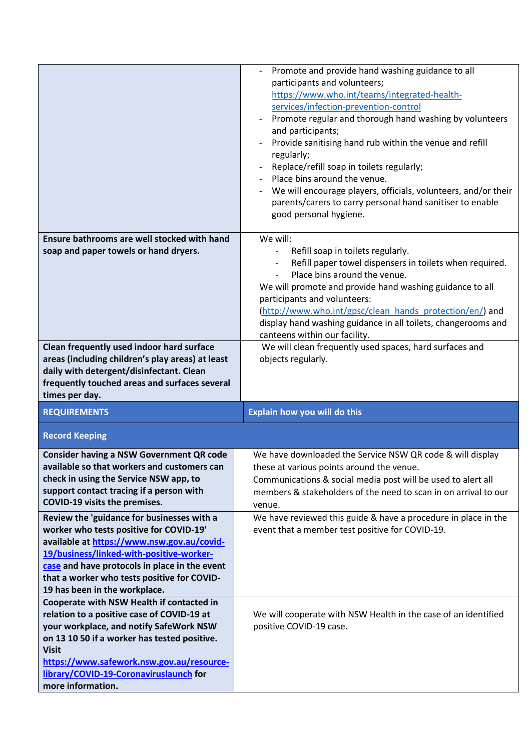| | |
|---|---|
| | - Promote and provide hand washing guidance to all participants and volunteers; https://www.who.int/teams/integrated-health-services/infection-prevention-control<br>- Promote regular and thorough hand washing by volunteers and participants;<br>- Provide sanitising hand rub within the venue and refill regularly;<br>- Replace/refill soap in toilets regularly;<br>- Place bins around the venue.<br>- We will encourage players, officials, volunteers, and/or their parents/carers to carry personal hand sanitiser to enable good personal hygiene. |
| **Ensure bathrooms are well stocked with hand soap and paper towels or hand dryers.** | We will:<br>- Refill soap in toilets regularly.<br>- Refill paper towel dispensers in toilets when required.<br>- Place bins around the venue.<br>We will promote and provide hand washing guidance to all participants and volunteers: (http://www.who.int/gpsc/clean_hands_protection/en/) and display hand washing guidance in all toilets, changerooms and canteens within our facility. |
| **Clean frequently used indoor hard surface areas (including children's play areas) at least daily with detergent/disinfectant. Clean frequently touched areas and surfaces several times per day.** | We will clean frequently used spaces, hard surfaces and objects regularly. |
| **REQUIREMENTS** | **Explain how you will do this** |
| **Record Keeping** | |
| **Consider having a NSW Government QR code available so that workers and customers can check in using the Service NSW app, to support contact tracing if a person with COVID-19 visits the premises.** | We have downloaded the Service NSW QR code & will display these at various points around the venue.<br>Communications & social media post will be used to alert all members & stakeholders of the need to scan in on arrival to our venue. |
| **Review the 'guidance for businesses with a worker who tests positive for COVID-19' available at https://www.nsw.gov.au/covid-19/business/linked-with-positive-worker-case and have protocols in place in the event that a worker who tests positive for COVID-19 has been in the workplace.** | We have reviewed this guide & have a procedure in place in the event that a member test positive for COVID-19. |
| **Cooperate with NSW Health if contacted in relation to a positive case of COVID-19 at your workplace, and notify SafeWork NSW on 13 10 50 if a worker has tested positive. Visit https://www.safework.nsw.gov.au/resource-library/COVID-19-Coronaviruslaunch for more information.** | We will cooperate with NSW Health in the case of an identified positive COVID-19 case. |